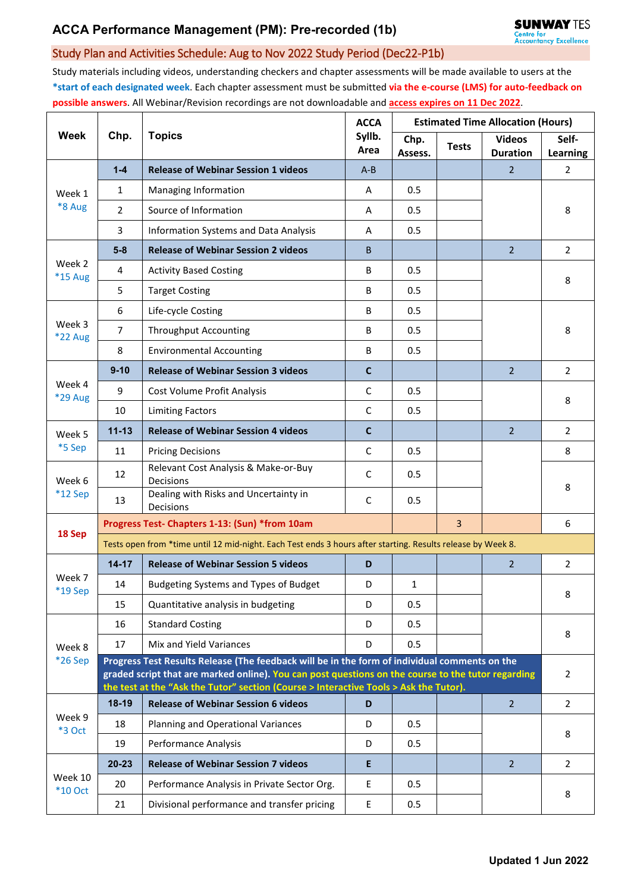# ACCA Performance Management (PM): Pre-recorded (1b)

## Study Plan and Activities Schedule: Aug to Nov 2022 Study Period (Dec22-P1b)

Study materials including videos, understanding checkers and chapter assessments will be made available to users at the **\*start of each designated week**. Each chapter assessment must be submitted **via the e-course (LMS) for auto-feedback on possible answers**. All Webinar/Revision recordings are not downloadable and **access expires on 11 Dec 2022**.

| Week | Chp. | Topics | ACCA Syllb. Area | Estimated Time Allocation (Hours) | | | |
|---|---|---|---|---|---|---|---|
| | | | | Chp. Assess. | Tests | Videos Duration | Self-Learning |
| Week 1 *8 Aug | **1-4** | **Release of Webinar Session 1 videos** | A-B | | | 2 | 2 |
| | 1 | Managing Information | A | 0.5 | | | 8 |
| | 2 | Source of Information | A | 0.5 | | | |
| | 3 | Information Systems and Data Analysis | A | 0.5 | | | |
| Week 2 *15 Aug | **5-8** | **Release of Webinar Session 2 videos** | B | | | 2 | 2 |
| | 4 | Activity Based Costing | B | 0.5 | | | 8 |
| | 5 | Target Costing | B | 0.5 | | | |
| Week 3 *22 Aug | 6 | Life-cycle Costing | B | 0.5 | | | 8 |
| | 7 | Throughput Accounting | B | 0.5 | | | |
| | 8 | Environmental Accounting | B | 0.5 | | | |
| Week 4 *29 Aug | **9-10** | **Release of Webinar Session 3 videos** | **C** | | | 2 | 2 |
| | 9 | Cost Volume Profit Analysis | C | 0.5 | | | 8 |
| | 10 | Limiting Factors | C | 0.5 | | | |
| Week 5 *5 Sep | **11-13** | **Release of Webinar Session 4 videos** | **C** | | | 2 | 2 |
| | 11 | Pricing Decisions | C | 0.5 | | | 8 |
| Week 6 *12 Sep | 12 | Relevant Cost Analysis & Make-or-Buy Decisions | C | 0.5 | | | 8 |
| | 13 | Dealing with Risks and Uncertainty in Decisions | C | 0.5 | | | |
| **18 Sep** | **Progress Test- Chapters 1-13: (Sun) *from 10am** | | | | 3 | | 6 |
| | Tests open from *time until 12 mid-night. Each Test ends 3 hours after starting. Results release by Week 8. | | | | | | |
| Week 7 *19 Sep | **14-17** | **Release of Webinar Session 5 videos** | **D** | | | 2 | 2 |
| | 14 | Budgeting Systems and Types of Budget | D | 1 | | | 8 |
| | 15 | Quantitative analysis in budgeting | D | 0.5 | | | |
| Week 8 *26 Sep | 16 | Standard Costing | D | 0.5 | | | 8 |
| | 17 | Mix and Yield Variances | D | 0.5 | | | |
| | **Progress Test Results Release (The feedback will be in the form of individual comments on the graded script that are marked online). You can post questions on the course to the tutor regarding the test at the "Ask the Tutor" section (Course > Interactive Tools > Ask the Tutor).** | | | | | | 2 |
| Week 9 *3 Oct | **18-19** | **Release of Webinar Session 6 videos** | **D** | | | 2 | 2 |
| | 18 | Planning and Operational Variances | D | 0.5 | | | 8 |
| | 19 | Performance Analysis | D | 0.5 | | | |
| Week 10 *10 Oct | **20-23** | **Release of Webinar Session 7 videos** | **E** | | | 2 | 2 |
| | 20 | Performance Analysis in Private Sector Org. | E | 0.5 | | | 8 |
| | 21 | Divisional performance and transfer pricing | E | 0.5 | | | |

**Updated 1 Jun 2022**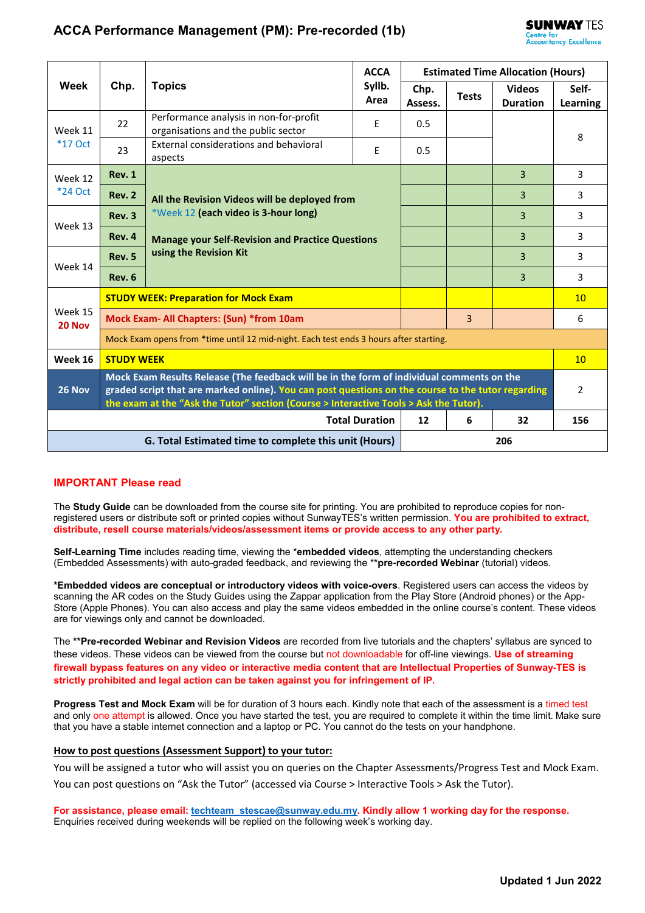## ACCA Performance Management (PM): Pre-recorded (1b)

| Week | Chp. | Topics | ACCA Syllb. Area | Estimated Time Allocation (Hours) | | | |
|---|---|---|---|---|---|---|---|
| | | | | Chp. Assess. | Tests | Videos Duration | Self-Learning |
| Week 11 *17 Oct | 22 | Performance analysis in non-for-profit organisations and the public sector | E | 0.5 | | | 8 |
| | 23 | External considerations and behavioral aspects | E | 0.5 | | | |
| Week 12 *24 Oct | **Rev. 1** | **All the Revision Videos will be deployed from** *Week 12 **(each video is 3-hour long)** **Manage your Self-Revision and Practice Questions using the Revision Kit** | | | | 3 | 3 |
| | **Rev. 2** | | | | | 3 | 3 |
| Week 13 | **Rev. 3** | | | | | 3 | 3 |
| | **Rev. 4** | | | | | 3 | 3 |
| Week 14 | **Rev. 5** | | | | | 3 | 3 |
| | **Rev. 6** | | | | | 3 | 3 |
| Week 15 **20 Nov** | **STUDY WEEK: Preparation for Mock Exam** | | | | | | 10 |
| | **Mock Exam- All Chapters: (Sun) *from 10am** | | | | 3 | | 6 |
| | Mock Exam opens from *time until 12 mid-night. Each test ends 3 hours after starting. | | | | | | |
| **Week 16** | **STUDY WEEK** | | | | | | 10 |
| **26 Nov** | **Mock Exam Results Release (The feedback will be in the form of individual comments on the graded script that are marked online). You can post questions on the course to the tutor regarding the exam at the "Ask the Tutor" section (Course > Interactive Tools > Ask the Tutor).** | | | | | | 2 |
| **Total Duration** | | | | **12** | **6** | **32** | **156** |
| **G. Total Estimated time to complete this unit (Hours)** | | | | **206** | | | |

## IMPORTANT Please read

The **Study Guide** can be downloaded from the course site for printing. You are prohibited to reproduce copies for non-registered users or distribute soft or printed copies without SunwayTES's written permission. **You are prohibited to extract, distribute, resell course materials/videos/assessment items or provide access to any other party.**

**Self-Learning Time** includes reading time, viewing the ***embedded videos**, attempting the understanding checkers (Embedded Assessments) with auto-graded feedback, and reviewing the ****pre-recorded Webinar** (tutorial) videos.

***Embedded videos are conceptual or introductory videos with voice-overs**. Registered users can access the videos by scanning the AR codes on the Study Guides using the Zappar application from the Play Store (Android phones) or the App-Store (Apple Phones). You can also access and play the same videos embedded in the online course's content. These videos are for viewings only and cannot be downloaded.

The ****Pre-recorded Webinar and Revision Videos** are recorded from live tutorials and the chapters' syllabus are synced to these videos. These videos can be viewed from the course but not downloadable for off-line viewings. **Use of streaming firewall bypass features on any video or interactive media content that are Intellectual Properties of Sunway-TES is strictly prohibited and legal action can be taken against you for infringement of IP.**

**Progress Test and Mock Exam** will be for duration of 3 hours each. Kindly note that each of the assessment is a timed test and only one attempt is allowed. Once you have started the test, you are required to complete it within the time limit. Make sure that you have a stable internet connection and a laptop or PC. You cannot do the tests on your handphone.

**How to post questions (Assessment Support) to your tutor:**

You will be assigned a tutor who will assist you on queries on the Chapter Assessments/Progress Test and Mock Exam. You can post questions on "Ask the Tutor" (accessed via Course > Interactive Tools > Ask the Tutor).

**For assistance, please email: techteam_stescae@sunway.edu.my. Kindly allow 1 working day for the response.** Enquiries received during weekends will be replied on the following week's working day.

**Updated 1 Jun 2022**